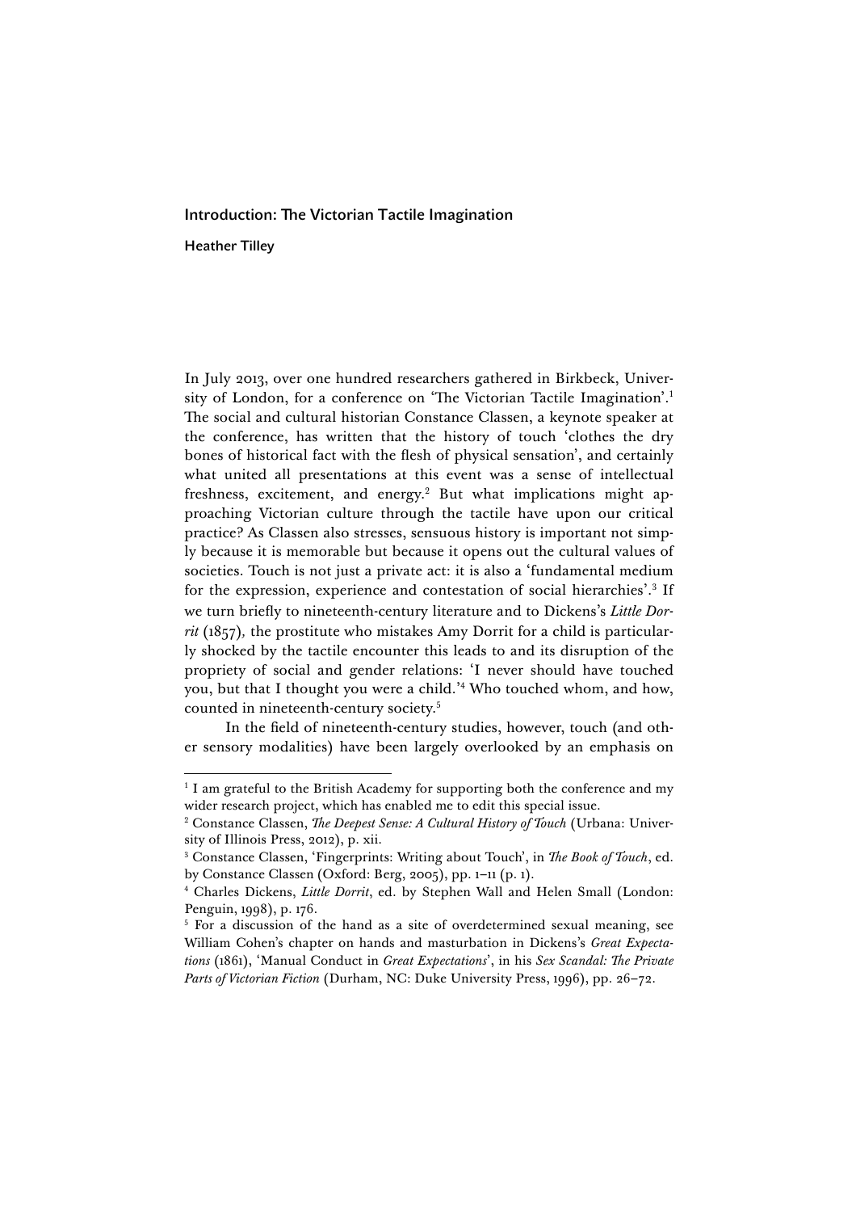# Introduction: The Victorian Tactile Imagination

**Heather Tilley**

In July 2013, over one hundred researchers gathered in Birkbeck, University of London, for a conference on 'The Victorian Tactile Imagination'.[1] The social and cultural historian Constance Classen, a keynote speaker at the conference, has written that the history of touch 'clothes the dry bones of historical fact with the flesh of physical sensation', and certainly what united all presentations at this event was a sense of intellectual freshness, excitement, and energy.[2] But what implications might approaching Victorian culture through the tactile have upon our critical practice? As Classen also stresses, sensuous history is important not simply because it is memorable but because it opens out the cultural values of societies. Touch is not just a private act: it is also a 'fundamental medium for the expression, experience and contestation of social hierarchies'.[3] If we turn briefly to nineteenth-century literature and to Dickens's *Little Dorrit* (1857), the prostitute who mistakes Amy Dorrit for a child is particularly shocked by the tactile encounter this leads to and its disruption of the propriety of social and gender relations: 'I never should have touched you, but that I thought you were a child.'[4] Who touched whom, and how, counted in nineteenth-century society.[5]

In the field of nineteenth-century studies, however, touch (and other sensory modalities) have been largely overlooked by an emphasis on

---

[1] I am grateful to the British Academy for supporting both the conference and my wider research project, which has enabled me to edit this special issue.

[2] Constance Classen, *The Deepest Sense: A Cultural History of Touch* (Urbana: University of Illinois Press, 2012), p. xii.

[3] Constance Classen, 'Fingerprints: Writing about Touch', in *The Book of Touch*, ed. by Constance Classen (Oxford: Berg, 2005), pp. 1–11 (p. 1).

[4] Charles Dickens, *Little Dorrit*, ed. by Stephen Wall and Helen Small (London: Penguin, 1998), p. 176.

[5] For a discussion of the hand as a site of overdetermined sexual meaning, see William Cohen's chapter on hands and masturbation in Dickens's *Great Expectations* (1861), 'Manual Conduct in *Great Expectations*', in his *Sex Scandal: The Private Parts of Victorian Fiction* (Durham, NC: Duke University Press, 1996), pp. 26–72.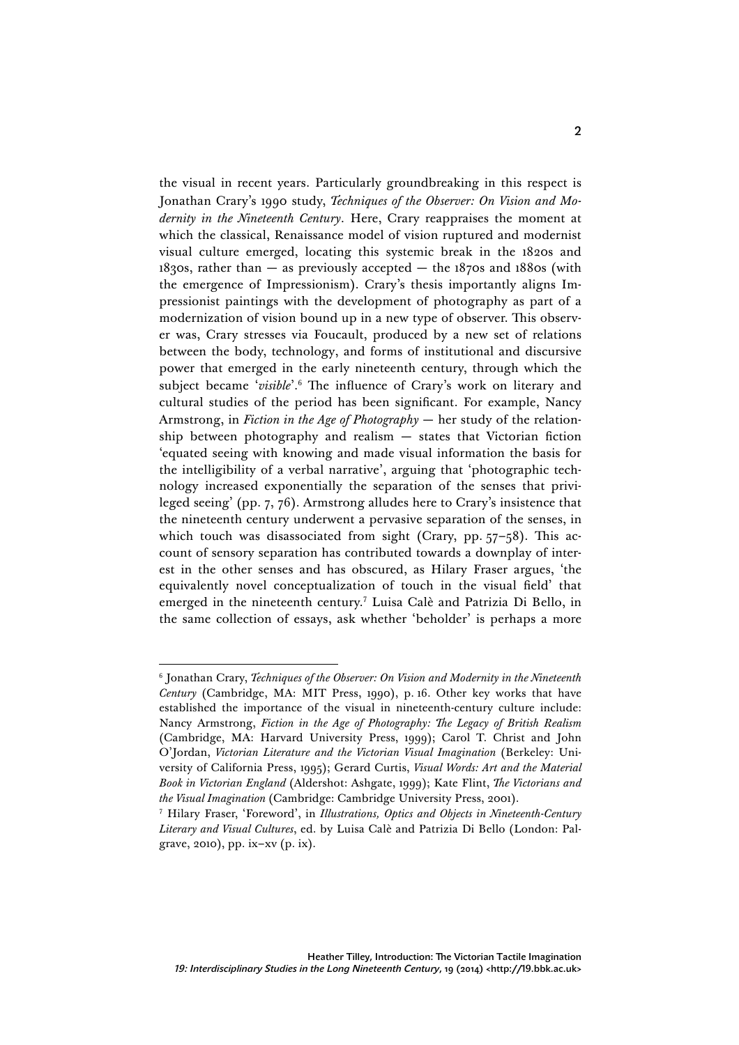the visual in recent years. Particularly groundbreaking in this respect is Jonathan Crary's 1990 study, *Techniques of the Observer: On Vision and Modernity in the Nineteenth Century*. Here, Crary reappraises the moment at which the classical, Renaissance model of vision ruptured and modernist visual culture emerged, locating this systemic break in the 1820s and 1830s, rather than — as previously accepted — the 1870s and 1880s (with the emergence of Impressionism). Crary's thesis importantly aligns Impressionist paintings with the development of photography as part of a modernization of vision bound up in a new type of observer. This observer was, Crary stresses via Foucault, produced by a new set of relations between the body, technology, and forms of institutional and discursive power that emerged in the early nineteenth century, through which the subject became '*visible*'.[6] The influence of Crary's work on literary and cultural studies of the period has been significant. For example, Nancy Armstrong, in *Fiction in the Age of Photography* — her study of the relationship between photography and realism — states that Victorian fiction 'equated seeing with knowing and made visual information the basis for the intelligibility of a verbal narrative', arguing that 'photographic technology increased exponentially the separation of the senses that privileged seeing' (pp. 7, 76). Armstrong alludes here to Crary's insistence that the nineteenth century underwent a pervasive separation of the senses, in which touch was disassociated from sight (Crary, pp. 57–58). This account of sensory separation has contributed towards a downplay of interest in the other senses and has obscured, as Hilary Fraser argues, 'the equivalently novel conceptualization of touch in the visual field' that emerged in the nineteenth century.[7] Luisa Calè and Patrizia Di Bello, in the same collection of essays, ask whether 'beholder' is perhaps a more

---

[6] Jonathan Crary, *Techniques of the Observer: On Vision and Modernity in the Nineteenth Century* (Cambridge, MA: MIT Press, 1990), p. 16. Other key works that have established the importance of the visual in nineteenth-century culture include: Nancy Armstrong, *Fiction in the Age of Photography: The Legacy of British Realism* (Cambridge, MA: Harvard University Press, 1999); Carol T. Christ and John O'Jordan, *Victorian Literature and the Victorian Visual Imagination* (Berkeley: University of California Press, 1995); Gerard Curtis, *Visual Words: Art and the Material Book in Victorian England* (Aldershot: Ashgate, 1999); Kate Flint, *The Victorians and the Visual Imagination* (Cambridge: Cambridge University Press, 2001).

[7] Hilary Fraser, 'Foreword', in *Illustrations, Optics and Objects in Nineteenth-Century Literary and Visual Cultures*, ed. by Luisa Calè and Patrizia Di Bello (London: Palgrave, 2010), pp. ix–xv (p. ix).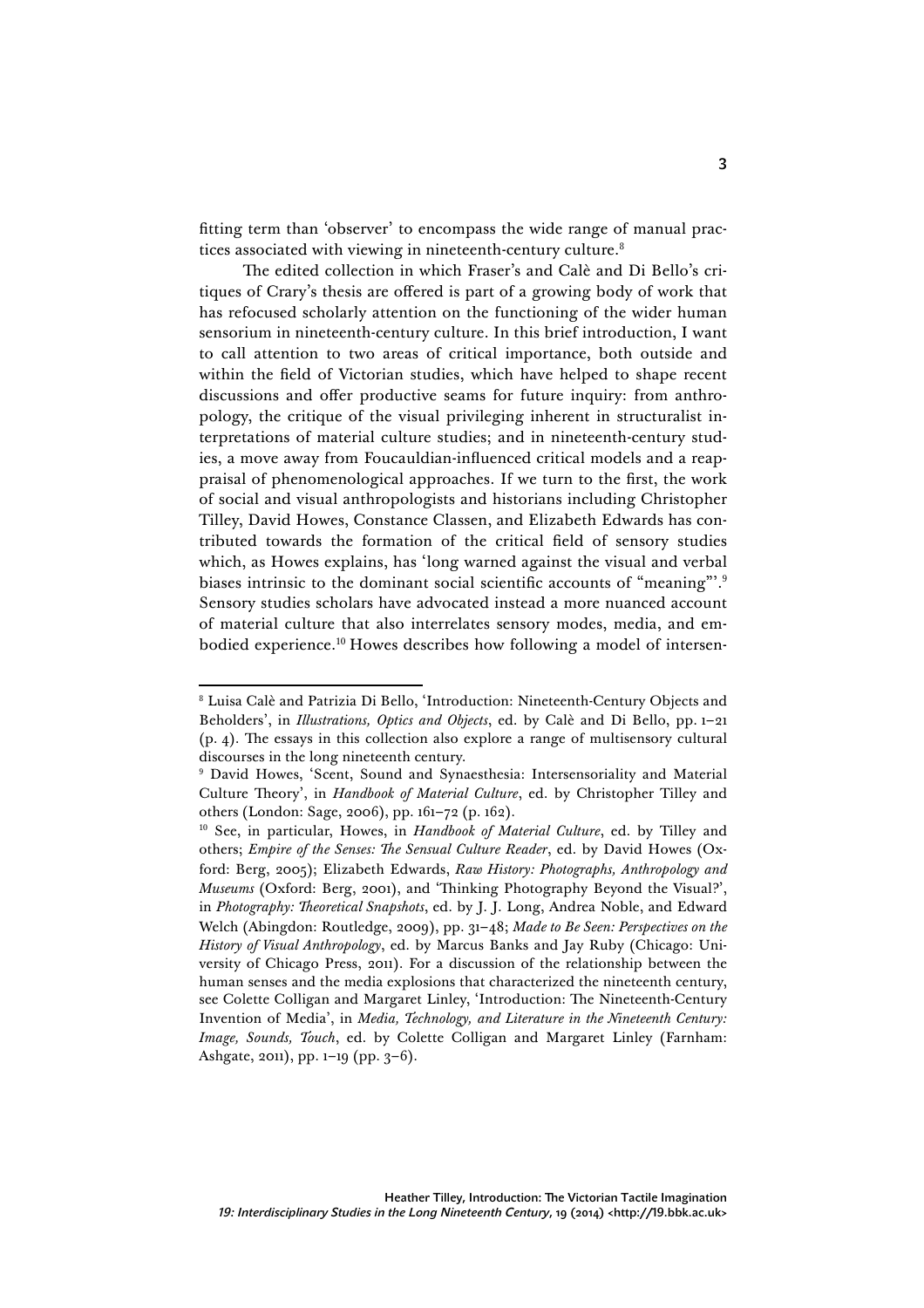fitting term than 'observer' to encompass the wide range of manual practices associated with viewing in nineteenth-century culture.[8]

The edited collection in which Fraser's and Calè and Di Bello's critiques of Crary's thesis are offered is part of a growing body of work that has refocused scholarly attention on the functioning of the wider human sensorium in nineteenth-century culture. In this brief introduction, I want to call attention to two areas of critical importance, both outside and within the field of Victorian studies, which have helped to shape recent discussions and offer productive seams for future inquiry: from anthropology, the critique of the visual privileging inherent in structuralist interpretations of material culture studies; and in nineteenth-century studies, a move away from Foucauldian-influenced critical models and a reappraisal of phenomenological approaches. If we turn to the first, the work of social and visual anthropologists and historians including Christopher Tilley, David Howes, Constance Classen, and Elizabeth Edwards has contributed towards the formation of the critical field of sensory studies which, as Howes explains, has 'long warned against the visual and verbal biases intrinsic to the dominant social scientific accounts of "meaning"'.[9] Sensory studies scholars have advocated instead a more nuanced account of material culture that also interrelates sensory modes, media, and embodied experience.[10] Howes describes how following a model of intersen-

---

[8] Luisa Calè and Patrizia Di Bello, 'Introduction: Nineteenth-Century Objects and Beholders', in *Illustrations, Optics and Objects*, ed. by Calè and Di Bello, pp. 1–21 (p. 4). The essays in this collection also explore a range of multisensory cultural discourses in the long nineteenth century.

[9] David Howes, 'Scent, Sound and Synaesthesia: Intersensoriality and Material Culture Theory', in *Handbook of Material Culture*, ed. by Christopher Tilley and others (London: Sage, 2006), pp. 161–72 (p. 162).

[10] See, in particular, Howes, in *Handbook of Material Culture*, ed. by Tilley and others; *Empire of the Senses: The Sensual Culture Reader*, ed. by David Howes (Oxford: Berg, 2005); Elizabeth Edwards, *Raw History: Photographs, Anthropology and Museums* (Oxford: Berg, 2001), and 'Thinking Photography Beyond the Visual?', in *Photography: Theoretical Snapshots*, ed. by J. J. Long, Andrea Noble, and Edward Welch (Abingdon: Routledge, 2009), pp. 31–48; *Made to Be Seen: Perspectives on the History of Visual Anthropology*, ed. by Marcus Banks and Jay Ruby (Chicago: University of Chicago Press, 2011). For a discussion of the relationship between the human senses and the media explosions that characterized the nineteenth century, see Colette Colligan and Margaret Linley, 'Introduction: The Nineteenth-Century Invention of Media', in *Media, Technology, and Literature in the Nineteenth Century: Image, Sounds, Touch*, ed. by Colette Colligan and Margaret Linley (Farnham: Ashgate, 2011), pp. 1–19 (pp. 3–6).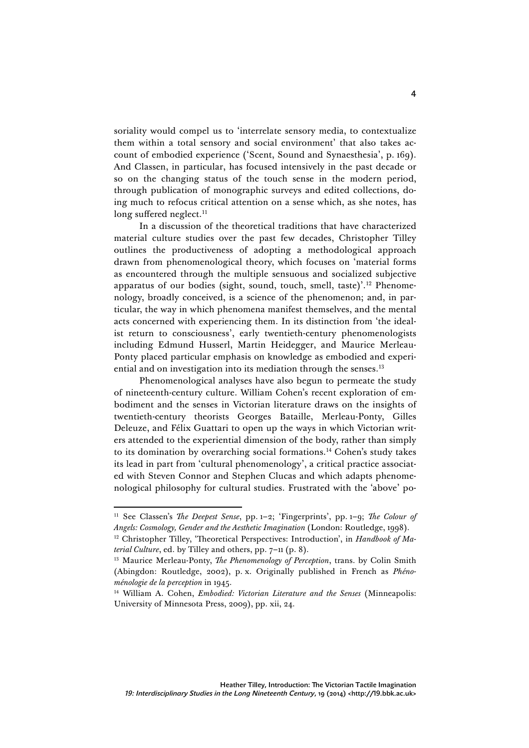soriality would compel us to 'interrelate sensory media, to contextualize them within a total sensory and social environment' that also takes account of embodied experience ('Scent, Sound and Synaesthesia', p. 169). And Classen, in particular, has focused intensively in the past decade or so on the changing status of the touch sense in the modern period, through publication of monographic surveys and edited collections, doing much to refocus critical attention on a sense which, as she notes, has long suffered neglect.[11]

In a discussion of the theoretical traditions that have characterized material culture studies over the past few decades, Christopher Tilley outlines the productiveness of adopting a methodological approach drawn from phenomenological theory, which focuses on 'material forms as encountered through the multiple sensuous and socialized subjective apparatus of our bodies (sight, sound, touch, smell, taste)'.[12] Phenomenology, broadly conceived, is a science of the phenomenon; and, in particular, the way in which phenomena manifest themselves, and the mental acts concerned with experiencing them. In its distinction from 'the idealist return to consciousness', early twentieth-century phenomenologists including Edmund Husserl, Martin Heidegger, and Maurice Merleau-Ponty placed particular emphasis on knowledge as embodied and experiential and on investigation into its mediation through the senses.[13]

Phenomenological analyses have also begun to permeate the study of nineteenth-century culture. William Cohen's recent exploration of embodiment and the senses in Victorian literature draws on the insights of twentieth-century theorists Georges Bataille, Merleau-Ponty, Gilles Deleuze, and Félix Guattari to open up the ways in which Victorian writers attended to the experiential dimension of the body, rather than simply to its domination by overarching social formations.[14] Cohen's study takes its lead in part from 'cultural phenomenology', a critical practice associated with Steven Connor and Stephen Clucas and which adapts phenomenological philosophy for cultural studies. Frustrated with the 'above' po-

---

[11] See Classen's *The Deepest Sense*, pp. 1–2; 'Fingerprints', pp. 1–9; *The Colour of Angels: Cosmology, Gender and the Aesthetic Imagination* (London: Routledge, 1998).

[12] Christopher Tilley, 'Theoretical Perspectives: Introduction', in *Handbook of Material Culture*, ed. by Tilley and others, pp. 7–11 (p. 8).

[13] Maurice Merleau-Ponty, *The Phenomenology of Perception*, trans. by Colin Smith (Abingdon: Routledge, 2002), p. x. Originally published in French as *Phénoménologie de la perception* in 1945.

[14] William A. Cohen, *Embodied: Victorian Literature and the Senses* (Minneapolis: University of Minnesota Press, 2009), pp. xii, 24.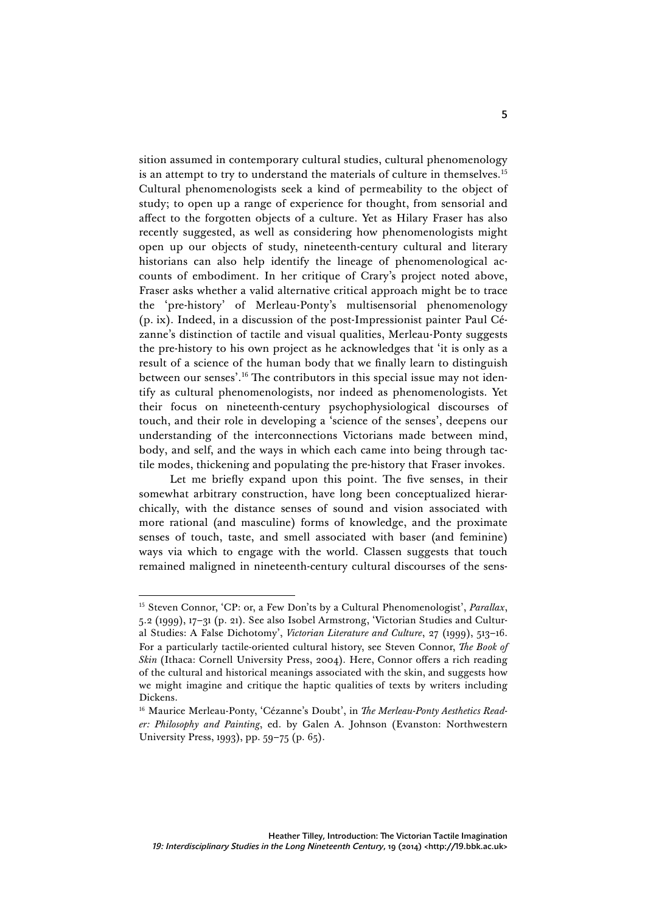sition assumed in contemporary cultural studies, cultural phenomenology is an attempt to try to understand the materials of culture in themselves.[15] Cultural phenomenologists seek a kind of permeability to the object of study; to open up a range of experience for thought, from sensorial and affect to the forgotten objects of a culture. Yet as Hilary Fraser has also recently suggested, as well as considering how phenomenologists might open up our objects of study, nineteenth-century cultural and literary historians can also help identify the lineage of phenomenological accounts of embodiment. In her critique of Crary's project noted above, Fraser asks whether a valid alternative critical approach might be to trace the 'pre-history' of Merleau-Ponty's multisensorial phenomenology (p. ix). Indeed, in a discussion of the post-Impressionist painter Paul Cézanne's distinction of tactile and visual qualities, Merleau-Ponty suggests the pre-history to his own project as he acknowledges that 'it is only as a result of a science of the human body that we finally learn to distinguish between our senses'.[16] The contributors in this special issue may not identify as cultural phenomenologists, nor indeed as phenomenologists. Yet their focus on nineteenth-century psychophysiological discourses of touch, and their role in developing a 'science of the senses', deepens our understanding of the interconnections Victorians made between mind, body, and self, and the ways in which each came into being through tactile modes, thickening and populating the pre-history that Fraser invokes.

Let me briefly expand upon this point. The five senses, in their somewhat arbitrary construction, have long been conceptualized hierarchically, with the distance senses of sound and vision associated with more rational (and masculine) forms of knowledge, and the proximate senses of touch, taste, and smell associated with baser (and feminine) ways via which to engage with the world. Classen suggests that touch remained maligned in nineteenth-century cultural discourses of the sens-

---

[15] Steven Connor, 'CP: or, a Few Don'ts by a Cultural Phenomenologist', *Parallax*, 5.2 (1999), 17–31 (p. 21). See also Isobel Armstrong, 'Victorian Studies and Cultural Studies: A False Dichotomy', *Victorian Literature and Culture*, 27 (1999), 513–16. For a particularly tactile-oriented cultural history, see Steven Connor, *The Book of Skin* (Ithaca: Cornell University Press, 2004). Here, Connor offers a rich reading of the cultural and historical meanings associated with the skin, and suggests how we might imagine and critique the haptic qualities of texts by writers including Dickens.

[16] Maurice Merleau-Ponty, 'Cézanne's Doubt', in *The Merleau-Ponty Aesthetics Reader: Philosophy and Painting*, ed. by Galen A. Johnson (Evanston: Northwestern University Press, 1993), pp. 59–75 (p. 65).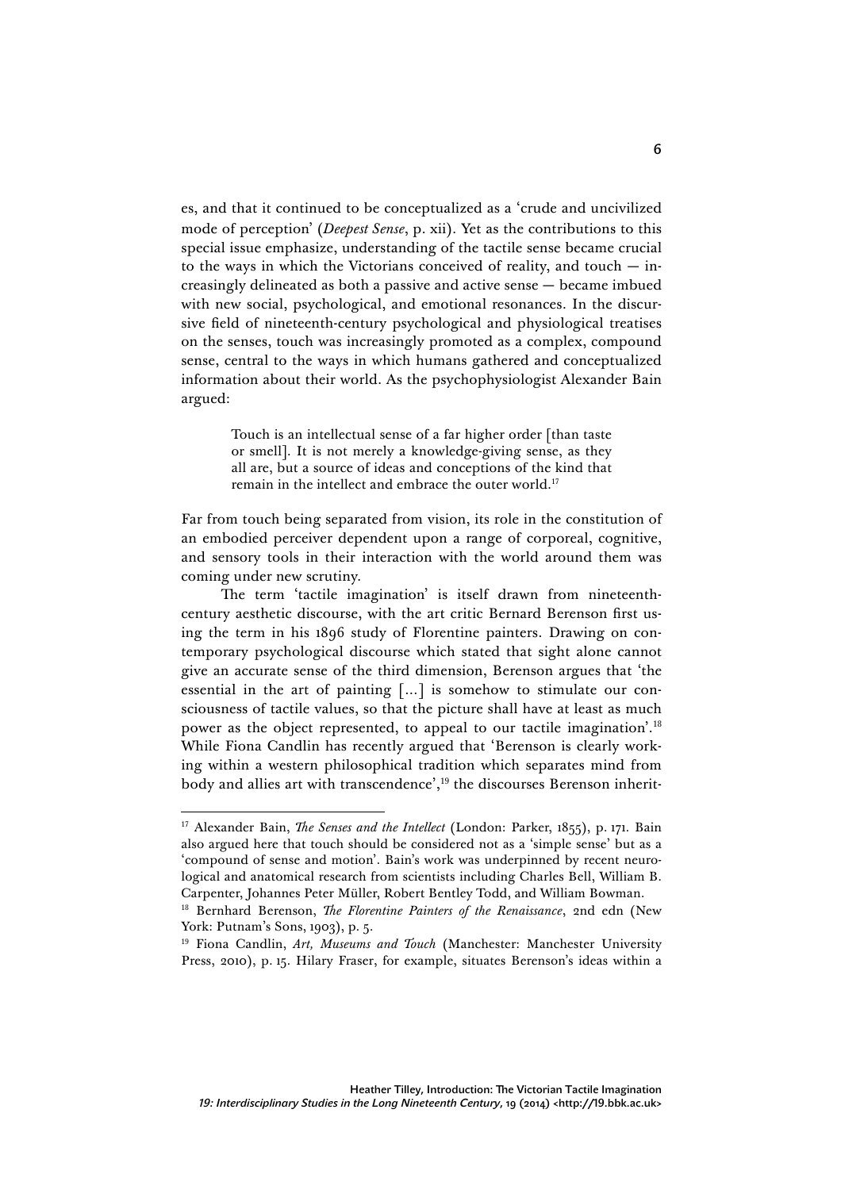es, and that it continued to be conceptualized as a 'crude and uncivilized mode of perception' (*Deepest Sense*, p. xii). Yet as the contributions to this special issue emphasize, understanding of the tactile sense became crucial to the ways in which the Victorians conceived of reality, and touch — increasingly delineated as both a passive and active sense — became imbued with new social, psychological, and emotional resonances. In the discursive field of nineteenth-century psychological and physiological treatises on the senses, touch was increasingly promoted as a complex, compound sense, central to the ways in which humans gathered and conceptualized information about their world. As the psychophysiologist Alexander Bain argued:

> Touch is an intellectual sense of a far higher order [than taste or smell]. It is not merely a knowledge-giving sense, as they all are, but a source of ideas and conceptions of the kind that remain in the intellect and embrace the outer world.[17]

Far from touch being separated from vision, its role in the constitution of an embodied perceiver dependent upon a range of corporeal, cognitive, and sensory tools in their interaction with the world around them was coming under new scrutiny.

The term 'tactile imagination' is itself drawn from nineteenth-century aesthetic discourse, with the art critic Bernard Berenson first using the term in his 1896 study of Florentine painters. Drawing on contemporary psychological discourse which stated that sight alone cannot give an accurate sense of the third dimension, Berenson argues that 'the essential in the art of painting [...] is somehow to stimulate our consciousness of tactile values, so that the picture shall have at least as much power as the object represented, to appeal to our tactile imagination'.[18] While Fiona Candlin has recently argued that 'Berenson is clearly working within a western philosophical tradition which separates mind from body and allies art with transcendence',[19] the discourses Berenson inherit-

---

[17] Alexander Bain, *The Senses and the Intellect* (London: Parker, 1855), p. 171. Bain also argued here that touch should be considered not as a 'simple sense' but as a 'compound of sense and motion'. Bain's work was underpinned by recent neurological and anatomical research from scientists including Charles Bell, William B. Carpenter, Johannes Peter Müller, Robert Bentley Todd, and William Bowman.

[18] Bernhard Berenson, *The Florentine Painters of the Renaissance*, 2nd edn (New York: Putnam's Sons, 1903), p. 5.

[19] Fiona Candlin, *Art, Museums and Touch* (Manchester: Manchester University Press, 2010), p. 15. Hilary Fraser, for example, situates Berenson's ideas within a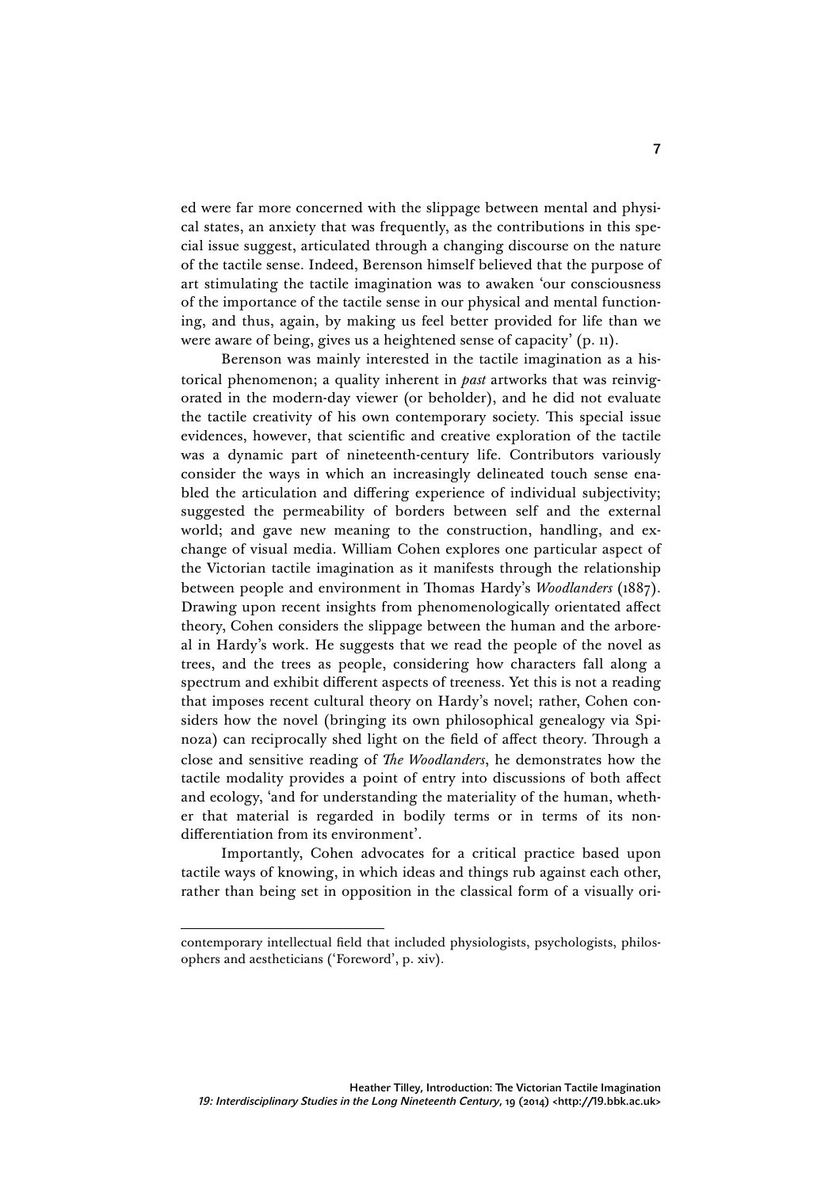ed were far more concerned with the slippage between mental and physical states, an anxiety that was frequently, as the contributions in this special issue suggest, articulated through a changing discourse on the nature of the tactile sense. Indeed, Berenson himself believed that the purpose of art stimulating the tactile imagination was to awaken 'our consciousness of the importance of the tactile sense in our physical and mental functioning, and thus, again, by making us feel better provided for life than we were aware of being, gives us a heightened sense of capacity' (p. 11).

Berenson was mainly interested in the tactile imagination as a historical phenomenon; a quality inherent in *past* artworks that was reinvigorated in the modern-day viewer (or beholder), and he did not evaluate the tactile creativity of his own contemporary society. This special issue evidences, however, that scientific and creative exploration of the tactile was a dynamic part of nineteenth-century life. Contributors variously consider the ways in which an increasingly delineated touch sense enabled the articulation and differing experience of individual subjectivity; suggested the permeability of borders between self and the external world; and gave new meaning to the construction, handling, and exchange of visual media. William Cohen explores one particular aspect of the Victorian tactile imagination as it manifests through the relationship between people and environment in Thomas Hardy's *Woodlanders* (1887). Drawing upon recent insights from phenomenologically orientated affect theory, Cohen considers the slippage between the human and the arboreal in Hardy's work. He suggests that we read the people of the novel as trees, and the trees as people, considering how characters fall along a spectrum and exhibit different aspects of treeness. Yet this is not a reading that imposes recent cultural theory on Hardy's novel; rather, Cohen considers how the novel (bringing its own philosophical genealogy via Spinoza) can reciprocally shed light on the field of affect theory. Through a close and sensitive reading of *The Woodlanders*, he demonstrates how the tactile modality provides a point of entry into discussions of both affect and ecology, 'and for understanding the materiality of the human, whether that material is regarded in bodily terms or in terms of its non-differentiation from its environment'.

Importantly, Cohen advocates for a critical practice based upon tactile ways of knowing, in which ideas and things rub against each other, rather than being set in opposition in the classical form of a visually ori-

---

contemporary intellectual field that included physiologists, psychologists, philosophers and aestheticians ('Foreword', p. xiv).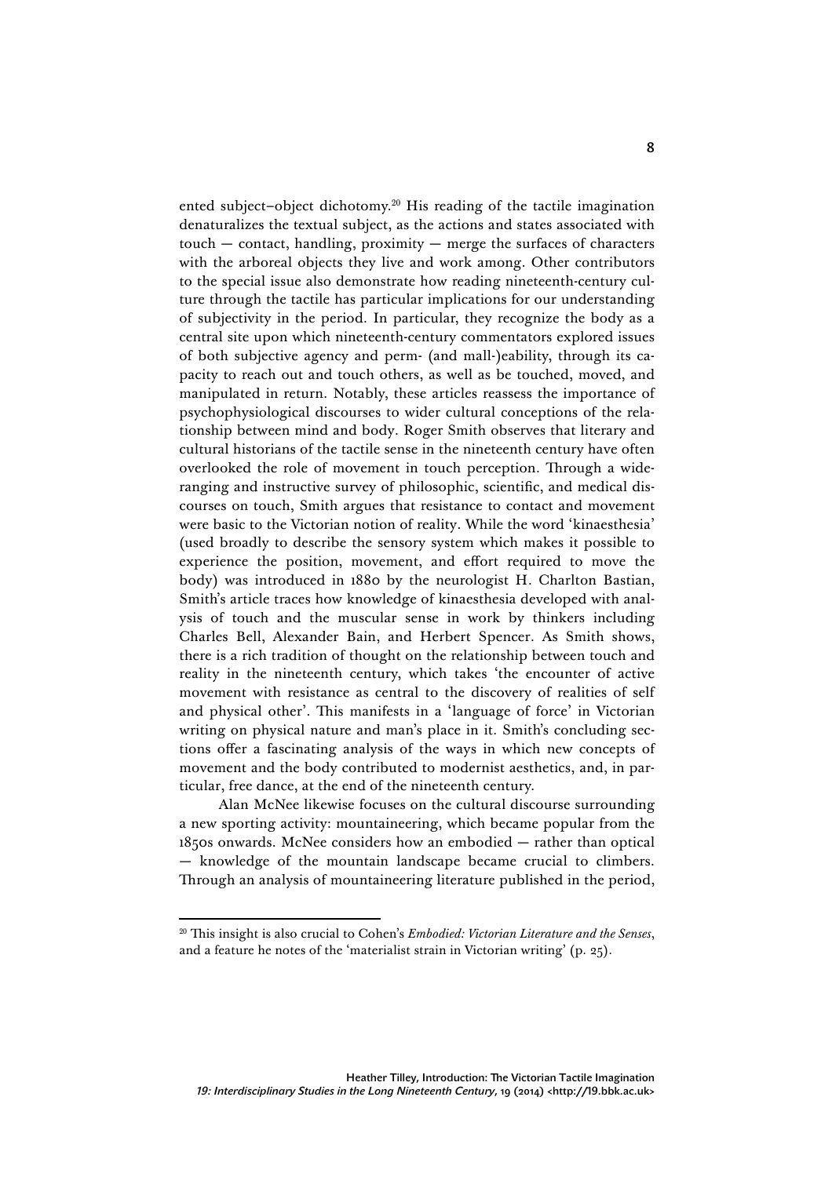ented subject–object dichotomy.[20] His reading of the tactile imagination denaturalizes the textual subject, as the actions and states associated with touch — contact, handling, proximity — merge the surfaces of characters with the arboreal objects they live and work among. Other contributors to the special issue also demonstrate how reading nineteenth-century culture through the tactile has particular implications for our understanding of subjectivity in the period. In particular, they recognize the body as a central site upon which nineteenth-century commentators explored issues of both subjective agency and perm- (and mall-)eability, through its capacity to reach out and touch others, as well as be touched, moved, and manipulated in return. Notably, these articles reassess the importance of psychophysiological discourses to wider cultural conceptions of the relationship between mind and body. Roger Smith observes that literary and cultural historians of the tactile sense in the nineteenth century have often overlooked the role of movement in touch perception. Through a wide-ranging and instructive survey of philosophic, scientific, and medical discourses on touch, Smith argues that resistance to contact and movement were basic to the Victorian notion of reality. While the word 'kinaesthesia' (used broadly to describe the sensory system which makes it possible to experience the position, movement, and effort required to move the body) was introduced in 1880 by the neurologist H. Charlton Bastian, Smith's article traces how knowledge of kinaesthesia developed with analysis of touch and the muscular sense in work by thinkers including Charles Bell, Alexander Bain, and Herbert Spencer. As Smith shows, there is a rich tradition of thought on the relationship between touch and reality in the nineteenth century, which takes 'the encounter of active movement with resistance as central to the discovery of realities of self and physical other'. This manifests in a 'language of force' in Victorian writing on physical nature and man's place in it. Smith's concluding sections offer a fascinating analysis of the ways in which new concepts of movement and the body contributed to modernist aesthetics, and, in particular, free dance, at the end of the nineteenth century.

Alan McNee likewise focuses on the cultural discourse surrounding a new sporting activity: mountaineering, which became popular from the 1850s onwards. McNee considers how an embodied — rather than optical — knowledge of the mountain landscape became crucial to climbers. Through an analysis of mountaineering literature published in the period,

[20] This insight is also crucial to Cohen's *Embodied: Victorian Literature and the Senses*, and a feature he notes of the 'materialist strain in Victorian writing' (p. 25).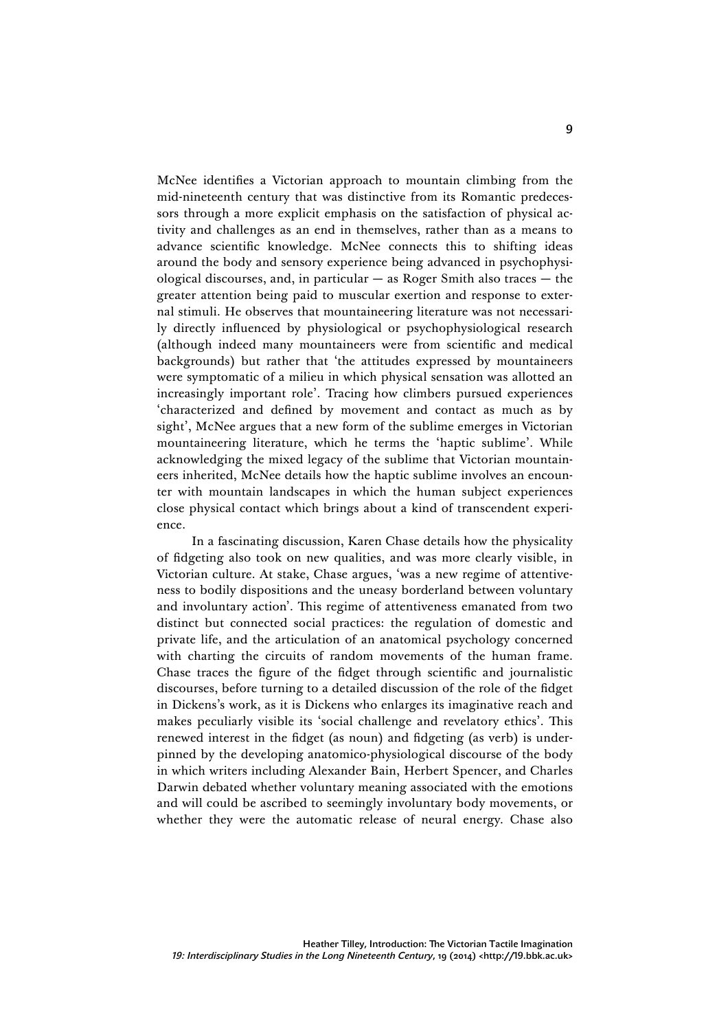McNee identifies a Victorian approach to mountain climbing from the mid-nineteenth century that was distinctive from its Romantic predecessors through a more explicit emphasis on the satisfaction of physical activity and challenges as an end in themselves, rather than as a means to advance scientific knowledge. McNee connects this to shifting ideas around the body and sensory experience being advanced in psychophysiological discourses, and, in particular — as Roger Smith also traces — the greater attention being paid to muscular exertion and response to external stimuli. He observes that mountaineering literature was not necessarily directly influenced by physiological or psychophysiological research (although indeed many mountaineers were from scientific and medical backgrounds) but rather that 'the attitudes expressed by mountaineers were symptomatic of a milieu in which physical sensation was allotted an increasingly important role'. Tracing how climbers pursued experiences 'characterized and defined by movement and contact as much as by sight', McNee argues that a new form of the sublime emerges in Victorian mountaineering literature, which he terms the 'haptic sublime'. While acknowledging the mixed legacy of the sublime that Victorian mountaineers inherited, McNee details how the haptic sublime involves an encounter with mountain landscapes in which the human subject experiences close physical contact which brings about a kind of transcendent experience.

In a fascinating discussion, Karen Chase details how the physicality of fidgeting also took on new qualities, and was more clearly visible, in Victorian culture. At stake, Chase argues, 'was a new regime of attentiveness to bodily dispositions and the uneasy borderland between voluntary and involuntary action'. This regime of attentiveness emanated from two distinct but connected social practices: the regulation of domestic and private life, and the articulation of an anatomical psychology concerned with charting the circuits of random movements of the human frame. Chase traces the figure of the fidget through scientific and journalistic discourses, before turning to a detailed discussion of the role of the fidget in Dickens's work, as it is Dickens who enlarges its imaginative reach and makes peculiarly visible its 'social challenge and revelatory ethics'. This renewed interest in the fidget (as noun) and fidgeting (as verb) is underpinned by the developing anatomico-physiological discourse of the body in which writers including Alexander Bain, Herbert Spencer, and Charles Darwin debated whether voluntary meaning associated with the emotions and will could be ascribed to seemingly involuntary body movements, or whether they were the automatic release of neural energy. Chase also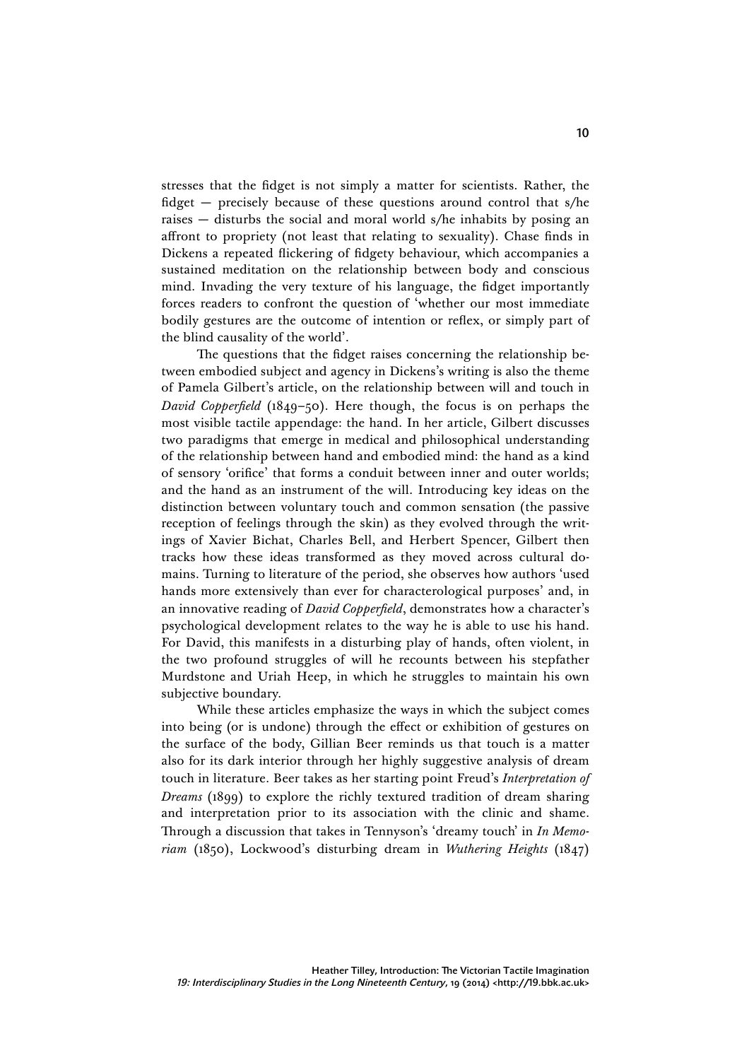stresses that the fidget is not simply a matter for scientists. Rather, the fidget — precisely because of these questions around control that s/he raises — disturbs the social and moral world s/he inhabits by posing an affront to propriety (not least that relating to sexuality). Chase finds in Dickens a repeated flickering of fidgety behaviour, which accompanies a sustained meditation on the relationship between body and conscious mind. Invading the very texture of his language, the fidget importantly forces readers to confront the question of 'whether our most immediate bodily gestures are the outcome of intention or reflex, or simply part of the blind causality of the world'.

The questions that the fidget raises concerning the relationship between embodied subject and agency in Dickens's writing is also the theme of Pamela Gilbert's article, on the relationship between will and touch in *David Copperfield* (1849–50). Here though, the focus is on perhaps the most visible tactile appendage: the hand. In her article, Gilbert discusses two paradigms that emerge in medical and philosophical understanding of the relationship between hand and embodied mind: the hand as a kind of sensory 'orifice' that forms a conduit between inner and outer worlds; and the hand as an instrument of the will. Introducing key ideas on the distinction between voluntary touch and common sensation (the passive reception of feelings through the skin) as they evolved through the writings of Xavier Bichat, Charles Bell, and Herbert Spencer, Gilbert then tracks how these ideas transformed as they moved across cultural domains. Turning to literature of the period, she observes how authors 'used hands more extensively than ever for characterological purposes' and, in an innovative reading of *David Copperfield*, demonstrates how a character's psychological development relates to the way he is able to use his hand. For David, this manifests in a disturbing play of hands, often violent, in the two profound struggles of will he recounts between his stepfather Murdstone and Uriah Heep, in which he struggles to maintain his own subjective boundary.

While these articles emphasize the ways in which the subject comes into being (or is undone) through the effect or exhibition of gestures on the surface of the body, Gillian Beer reminds us that touch is a matter also for its dark interior through her highly suggestive analysis of dream touch in literature. Beer takes as her starting point Freud's *Interpretation of Dreams* (1899) to explore the richly textured tradition of dream sharing and interpretation prior to its association with the clinic and shame. Through a discussion that takes in Tennyson's 'dreamy touch' in *In Memoriam* (1850), Lockwood's disturbing dream in *Wuthering Heights* (1847)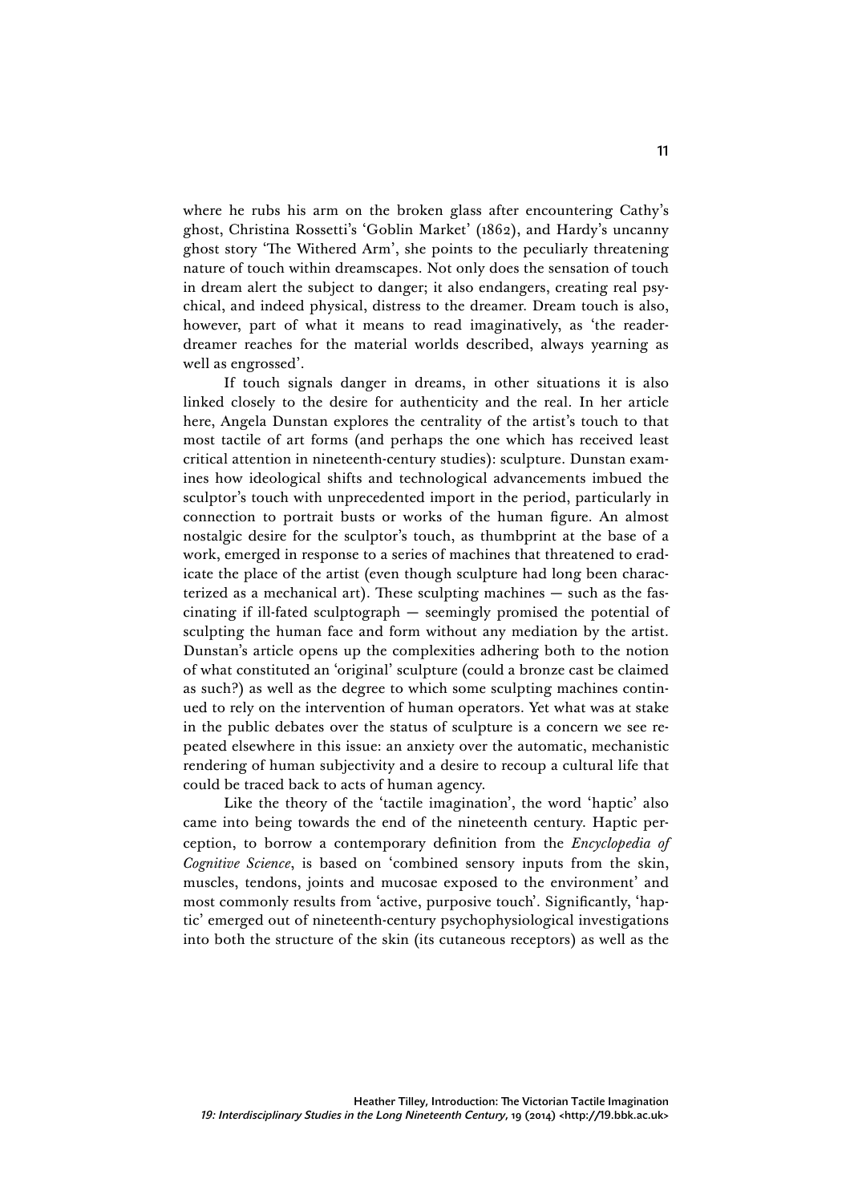where he rubs his arm on the broken glass after encountering Cathy's ghost, Christina Rossetti's 'Goblin Market' (1862), and Hardy's uncanny ghost story 'The Withered Arm', she points to the peculiarly threatening nature of touch within dreamscapes. Not only does the sensation of touch in dream alert the subject to danger; it also endangers, creating real psychical, and indeed physical, distress to the dreamer. Dream touch is also, however, part of what it means to read imaginatively, as 'the reader-dreamer reaches for the material worlds described, always yearning as well as engrossed'.

If touch signals danger in dreams, in other situations it is also linked closely to the desire for authenticity and the real. In her article here, Angela Dunstan explores the centrality of the artist's touch to that most tactile of art forms (and perhaps the one which has received least critical attention in nineteenth-century studies): sculpture. Dunstan examines how ideological shifts and technological advancements imbued the sculptor's touch with unprecedented import in the period, particularly in connection to portrait busts or works of the human figure. An almost nostalgic desire for the sculptor's touch, as thumbprint at the base of a work, emerged in response to a series of machines that threatened to eradicate the place of the artist (even though sculpture had long been characterized as a mechanical art). These sculpting machines — such as the fascinating if ill-fated sculptograph — seemingly promised the potential of sculpting the human face and form without any mediation by the artist. Dunstan's article opens up the complexities adhering both to the notion of what constituted an 'original' sculpture (could a bronze cast be claimed as such?) as well as the degree to which some sculpting machines continued to rely on the intervention of human operators. Yet what was at stake in the public debates over the status of sculpture is a concern we see repeated elsewhere in this issue: an anxiety over the automatic, mechanistic rendering of human subjectivity and a desire to recoup a cultural life that could be traced back to acts of human agency.

Like the theory of the 'tactile imagination', the word 'haptic' also came into being towards the end of the nineteenth century. Haptic perception, to borrow a contemporary definition from the *Encyclopedia of Cognitive Science*, is based on 'combined sensory inputs from the skin, muscles, tendons, joints and mucosae exposed to the environment' and most commonly results from 'active, purposive touch'. Significantly, 'haptic' emerged out of nineteenth-century psychophysiological investigations into both the structure of the skin (its cutaneous receptors) as well as the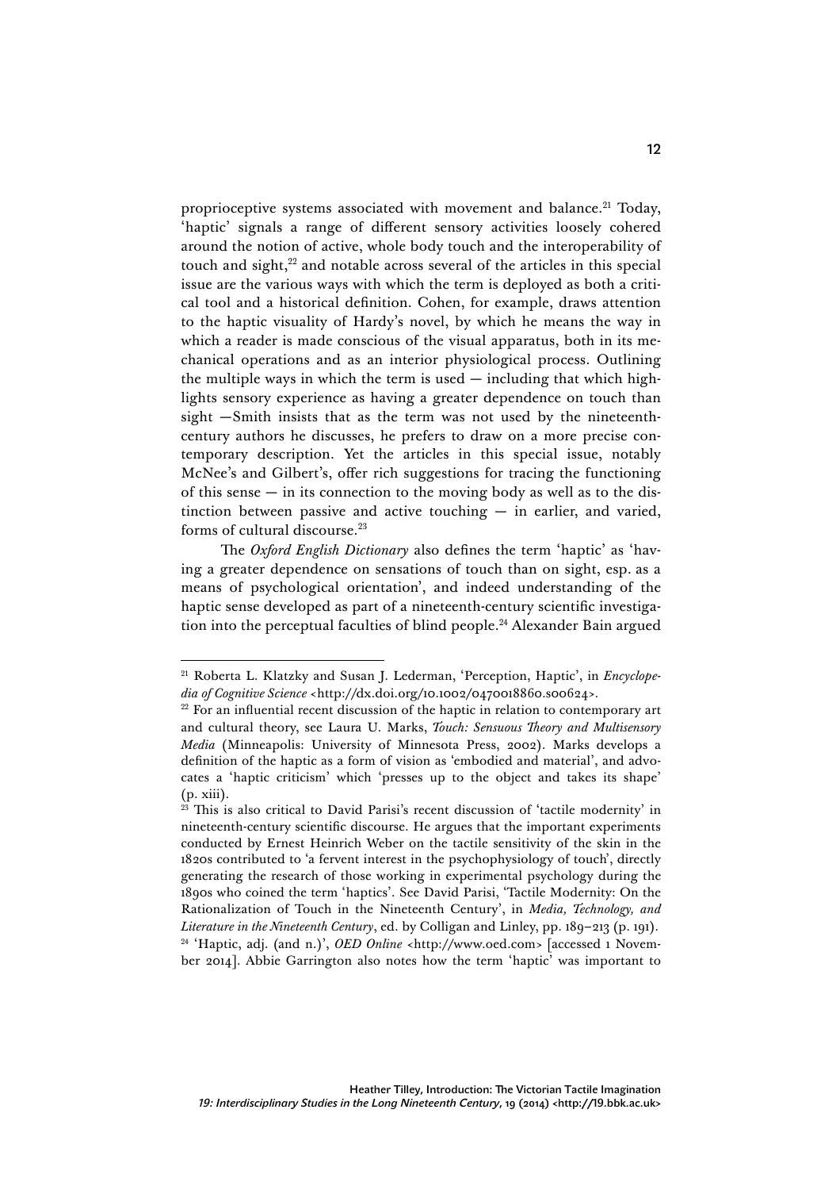proprioceptive systems associated with movement and balance.[21] Today, 'haptic' signals a range of different sensory activities loosely cohered around the notion of active, whole body touch and the interoperability of touch and sight,[22] and notable across several of the articles in this special issue are the various ways with which the term is deployed as both a critical tool and a historical definition. Cohen, for example, draws attention to the haptic visuality of Hardy's novel, by which he means the way in which a reader is made conscious of the visual apparatus, both in its mechanical operations and as an interior physiological process. Outlining the multiple ways in which the term is used — including that which highlights sensory experience as having a greater dependence on touch than sight —Smith insists that as the term was not used by the nineteenth-century authors he discusses, he prefers to draw on a more precise contemporary description. Yet the articles in this special issue, notably McNee's and Gilbert's, offer rich suggestions for tracing the functioning of this sense — in its connection to the moving body as well as to the distinction between passive and active touching — in earlier, and varied, forms of cultural discourse.[23]

The *Oxford English Dictionary* also defines the term 'haptic' as 'having a greater dependence on sensations of touch than on sight, esp. as a means of psychological orientation', and indeed understanding of the haptic sense developed as part of a nineteenth-century scientific investigation into the perceptual faculties of blind people.[24] Alexander Bain argued

---

[21] Roberta L. Klatzky and Susan J. Lederman, 'Perception, Haptic', in *Encyclopedia of Cognitive Science* <http://dx.doi.org/10.1002/0470018860.s00624>.

[22] For an influential recent discussion of the haptic in relation to contemporary art and cultural theory, see Laura U. Marks, *Touch: Sensuous Theory and Multisensory Media* (Minneapolis: University of Minnesota Press, 2002). Marks develops a definition of the haptic as a form of vision as 'embodied and material', and advocates a 'haptic criticism' which 'presses up to the object and takes its shape' (p. xiii).

[23] This is also critical to David Parisi's recent discussion of 'tactile modernity' in nineteenth-century scientific discourse. He argues that the important experiments conducted by Ernest Heinrich Weber on the tactile sensitivity of the skin in the 1820s contributed to 'a fervent interest in the psychophysiology of touch', directly generating the research of those working in experimental psychology during the 1890s who coined the term 'haptics'. See David Parisi, 'Tactile Modernity: On the Rationalization of Touch in the Nineteenth Century', in *Media, Technology, and Literature in the Nineteenth Century*, ed. by Colligan and Linley, pp. 189–213 (p. 191).

[24] 'Haptic, adj. (and n.)', *OED Online* <http://www.oed.com> [accessed 1 November 2014]. Abbie Garrington also notes how the term 'haptic' was important to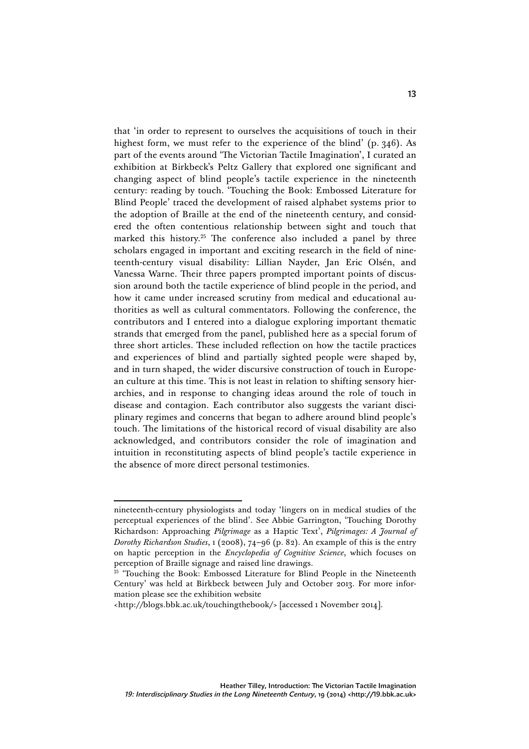that 'in order to represent to ourselves the acquisitions of touch in their highest form, we must refer to the experience of the blind' (p. 346). As part of the events around 'The Victorian Tactile Imagination', I curated an exhibition at Birkbeck's Peltz Gallery that explored one significant and changing aspect of blind people's tactile experience in the nineteenth century: reading by touch. 'Touching the Book: Embossed Literature for Blind People' traced the development of raised alphabet systems prior to the adoption of Braille at the end of the nineteenth century, and considered the often contentious relationship between sight and touch that marked this history.[25] The conference also included a panel by three scholars engaged in important and exciting research in the field of nineteenth-century visual disability: Lillian Nayder, Jan Eric Olsén, and Vanessa Warne. Their three papers prompted important points of discussion around both the tactile experience of blind people in the period, and how it came under increased scrutiny from medical and educational authorities as well as cultural commentators. Following the conference, the contributors and I entered into a dialogue exploring important thematic strands that emerged from the panel, published here as a special forum of three short articles. These included reflection on how the tactile practices and experiences of blind and partially sighted people were shaped by, and in turn shaped, the wider discursive construction of touch in European culture at this time. This is not least in relation to shifting sensory hierarchies, and in response to changing ideas around the role of touch in disease and contagion. Each contributor also suggests the variant disciplinary regimes and concerns that began to adhere around blind people's touch. The limitations of the historical record of visual disability are also acknowledged, and contributors consider the role of imagination and intuition in reconstituting aspects of blind people's tactile experience in the absence of more direct personal testimonies.

---

nineteenth-century physiologists and today 'lingers on in medical studies of the perceptual experiences of the blind'. See Abbie Garrington, 'Touching Dorothy Richardson: Approaching *Pilgrimage* as a Haptic Text', *Pilgrimages: A Journal of Dorothy Richardson Studies*, 1 (2008), 74–96 (p. 82). An example of this is the entry on haptic perception in the *Encyclopedia of Cognitive Science*, which focuses on perception of Braille signage and raised line drawings.

[25] 'Touching the Book: Embossed Literature for Blind People in the Nineteenth Century' was held at Birkbeck between July and October 2013. For more information please see the exhibition website <http://blogs.bbk.ac.uk/touchingthebook/> [accessed 1 November 2014].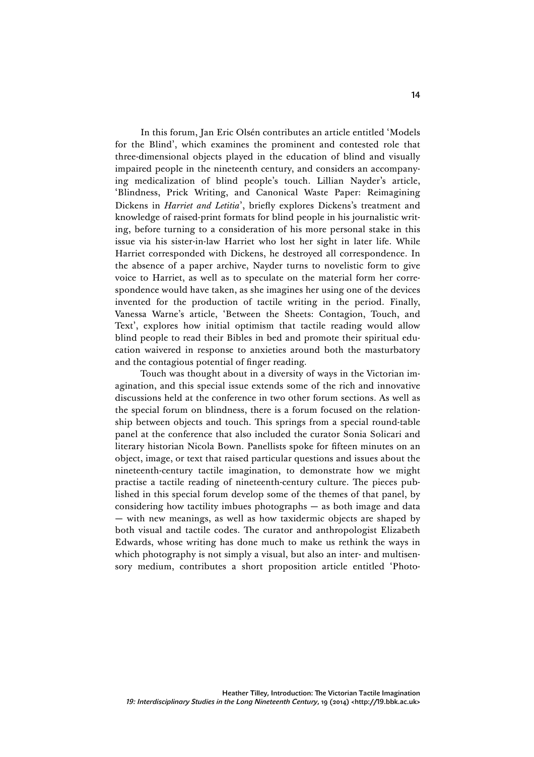In this forum, Jan Eric Olsén contributes an article entitled 'Models for the Blind', which examines the prominent and contested role that three-dimensional objects played in the education of blind and visually impaired people in the nineteenth century, and considers an accompanying medicalization of blind people's touch. Lillian Nayder's article, 'Blindness, Prick Writing, and Canonical Waste Paper: Reimagining Dickens in *Harriet and Letitia*', briefly explores Dickens's treatment and knowledge of raised-print formats for blind people in his journalistic writing, before turning to a consideration of his more personal stake in this issue via his sister-in-law Harriet who lost her sight in later life. While Harriet corresponded with Dickens, he destroyed all correspondence. In the absence of a paper archive, Nayder turns to novelistic form to give voice to Harriet, as well as to speculate on the material form her correspondence would have taken, as she imagines her using one of the devices invented for the production of tactile writing in the period. Finally, Vanessa Warne's article, 'Between the Sheets: Contagion, Touch, and Text', explores how initial optimism that tactile reading would allow blind people to read their Bibles in bed and promote their spiritual education waivered in response to anxieties around both the masturbatory and the contagious potential of finger reading.

Touch was thought about in a diversity of ways in the Victorian imagination, and this special issue extends some of the rich and innovative discussions held at the conference in two other forum sections. As well as the special forum on blindness, there is a forum focused on the relationship between objects and touch. This springs from a special round-table panel at the conference that also included the curator Sonia Solicari and literary historian Nicola Bown. Panellists spoke for fifteen minutes on an object, image, or text that raised particular questions and issues about the nineteenth-century tactile imagination, to demonstrate how we might practise a tactile reading of nineteenth-century culture. The pieces published in this special forum develop some of the themes of that panel, by considering how tactility imbues photographs — as both image and data — with new meanings, as well as how taxidermic objects are shaped by both visual and tactile codes. The curator and anthropologist Elizabeth Edwards, whose writing has done much to make us rethink the ways in which photography is not simply a visual, but also an inter- and multisensory medium, contributes a short proposition article entitled 'Photo-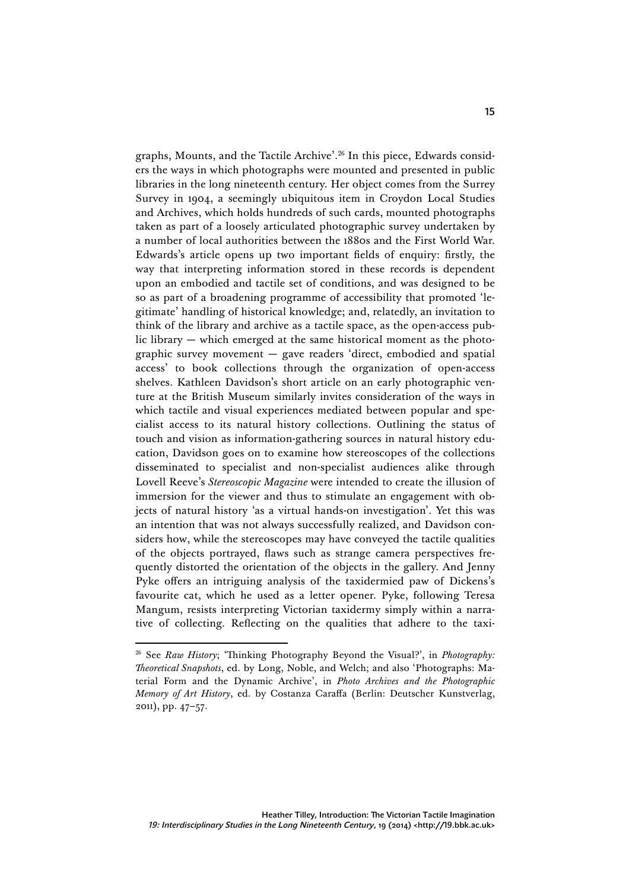graphs, Mounts, and the Tactile Archive'.[26] In this piece, Edwards considers the ways in which photographs were mounted and presented in public libraries in the long nineteenth century. Her object comes from the Surrey Survey in 1904, a seemingly ubiquitous item in Croydon Local Studies and Archives, which holds hundreds of such cards, mounted photographs taken as part of a loosely articulated photographic survey undertaken by a number of local authorities between the 1880s and the First World War. Edwards's article opens up two important fields of enquiry: firstly, the way that interpreting information stored in these records is dependent upon an embodied and tactile set of conditions, and was designed to be so as part of a broadening programme of accessibility that promoted 'legitimate' handling of historical knowledge; and, relatedly, an invitation to think of the library and archive as a tactile space, as the open-access public library — which emerged at the same historical moment as the photographic survey movement — gave readers 'direct, embodied and spatial access' to book collections through the organization of open-access shelves. Kathleen Davidson's short article on an early photographic venture at the British Museum similarly invites consideration of the ways in which tactile and visual experiences mediated between popular and specialist access to its natural history collections. Outlining the status of touch and vision as information-gathering sources in natural history education, Davidson goes on to examine how stereoscopes of the collections disseminated to specialist and non-specialist audiences alike through Lovell Reeve's *Stereoscopic Magazine* were intended to create the illusion of immersion for the viewer and thus to stimulate an engagement with objects of natural history 'as a virtual hands-on investigation'. Yet this was an intention that was not always successfully realized, and Davidson considers how, while the stereoscopes may have conveyed the tactile qualities of the objects portrayed, flaws such as strange camera perspectives frequently distorted the orientation of the objects in the gallery. And Jenny Pyke offers an intriguing analysis of the taxidermied paw of Dickens's favourite cat, which he used as a letter opener. Pyke, following Teresa Mangum, resists interpreting Victorian taxidermy simply within a narrative of collecting. Reflecting on the qualities that adhere to the taxi-

---

[26] See *Raw History*; 'Thinking Photography Beyond the Visual?', in *Photography: Theoretical Snapshots*, ed. by Long, Noble, and Welch; and also 'Photographs: Material Form and the Dynamic Archive', in *Photo Archives and the Photographic Memory of Art History*, ed. by Costanza Caraffa (Berlin: Deutscher Kunstverlag, 2011), pp. 47–57.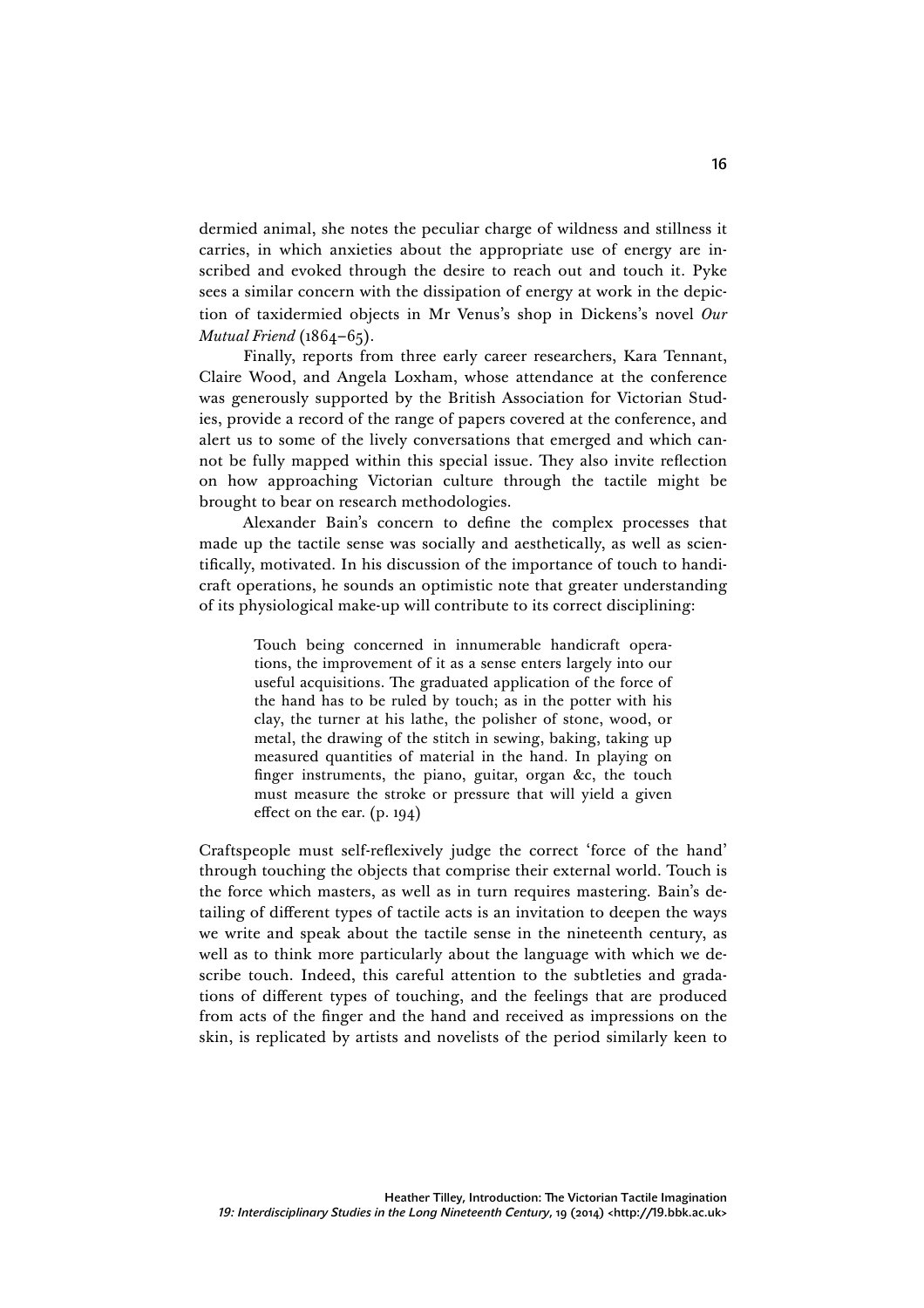dermied animal, she notes the peculiar charge of wildness and stillness it carries, in which anxieties about the appropriate use of energy are inscribed and evoked through the desire to reach out and touch it. Pyke sees a similar concern with the dissipation of energy at work in the depiction of taxidermied objects in Mr Venus's shop in Dickens's novel *Our Mutual Friend* (1864–65).

Finally, reports from three early career researchers, Kara Tennant, Claire Wood, and Angela Loxham, whose attendance at the conference was generously supported by the British Association for Victorian Studies, provide a record of the range of papers covered at the conference, and alert us to some of the lively conversations that emerged and which cannot be fully mapped within this special issue. They also invite reflection on how approaching Victorian culture through the tactile might be brought to bear on research methodologies.

Alexander Bain's concern to define the complex processes that made up the tactile sense was socially and aesthetically, as well as scientifically, motivated. In his discussion of the importance of touch to handicraft operations, he sounds an optimistic note that greater understanding of its physiological make-up will contribute to its correct disciplining:

> Touch being concerned in innumerable handicraft operations, the improvement of it as a sense enters largely into our useful acquisitions. The graduated application of the force of the hand has to be ruled by touch; as in the potter with his clay, the turner at his lathe, the polisher of stone, wood, or metal, the drawing of the stitch in sewing, baking, taking up measured quantities of material in the hand. In playing on finger instruments, the piano, guitar, organ &c, the touch must measure the stroke or pressure that will yield a given effect on the ear. (p. 194)

Craftspeople must self-reflexively judge the correct 'force of the hand' through touching the objects that comprise their external world. Touch is the force which masters, as well as in turn requires mastering. Bain's detailing of different types of tactile acts is an invitation to deepen the ways we write and speak about the tactile sense in the nineteenth century, as well as to think more particularly about the language with which we describe touch. Indeed, this careful attention to the subtleties and gradations of different types of touching, and the feelings that are produced from acts of the finger and the hand and received as impressions on the skin, is replicated by artists and novelists of the period similarly keen to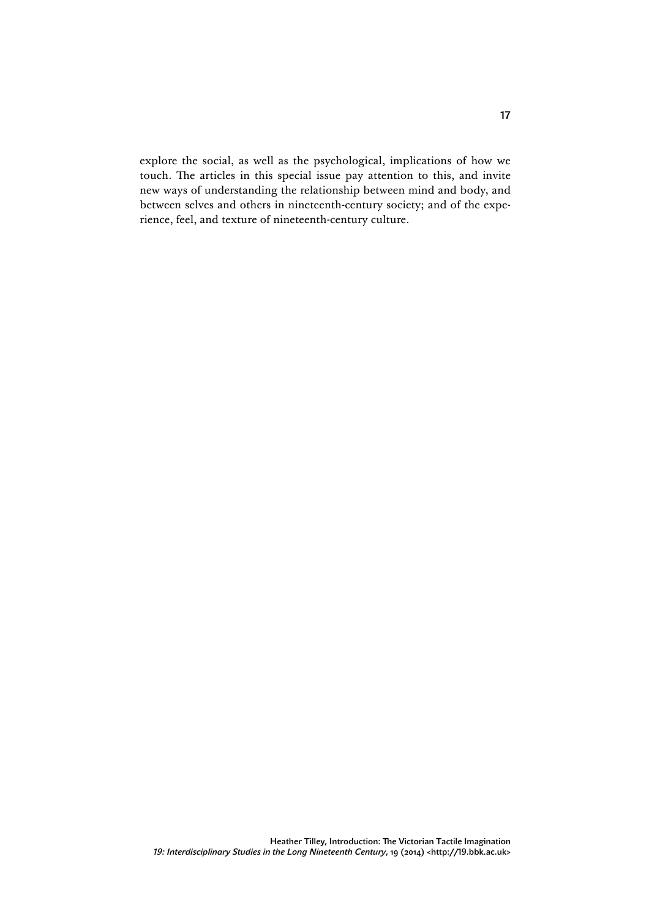explore the social, as well as the psychological, implications of how we touch. The articles in this special issue pay attention to this, and invite new ways of understanding the relationship between mind and body, and between selves and others in nineteenth-century society; and of the experience, feel, and texture of nineteenth-century culture.